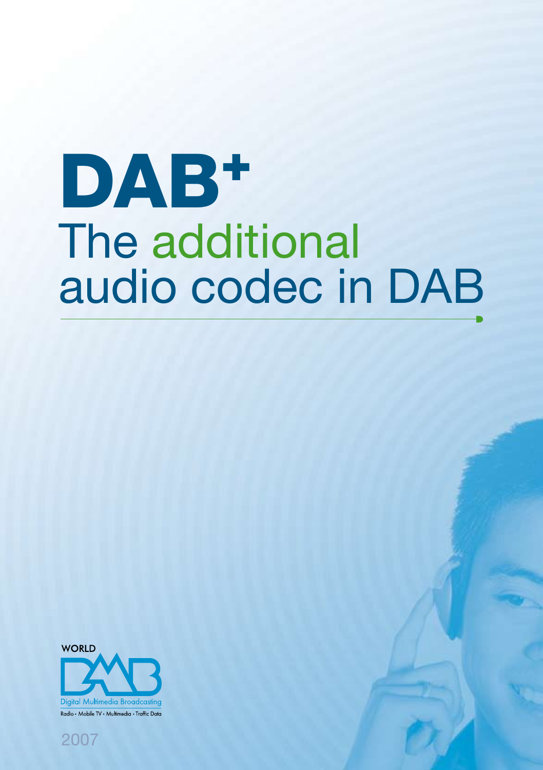# DAB+

## The additional audio codec in DAB

WORLD DMB

Digital Multimedia Broadcasting

Radio • Mobile TV • Multimedia • Traffic Data

2007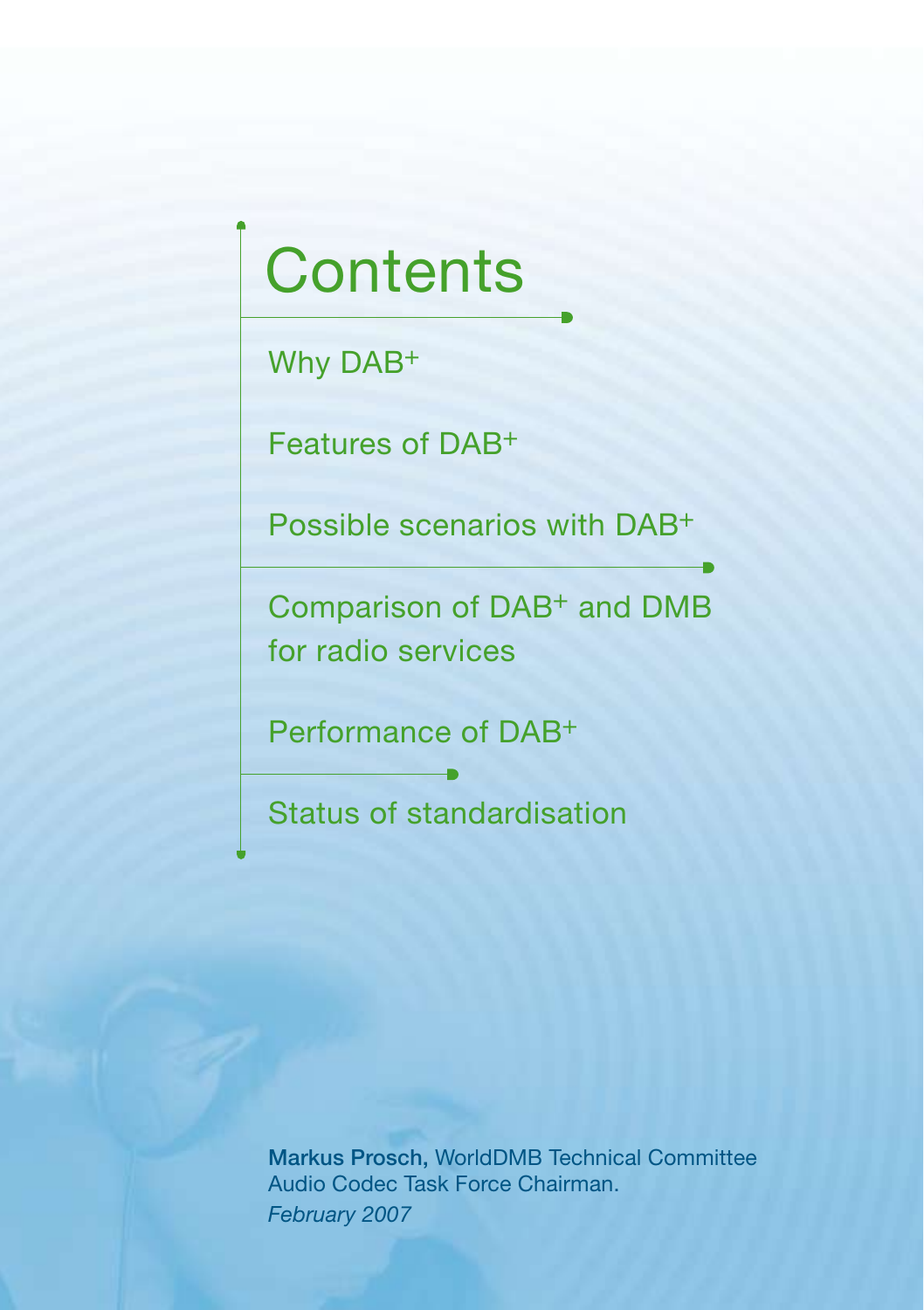# Contents

Why DAB+

Features of DAB+

Possible scenarios with DAB+

Comparison of DAB+ and DMB for radio services

Performance of DAB+

Status of standardisation

**Markus Prosch,** WorldDMB Technical Committee Audio Codec Task Force Chairman.

*February 2007*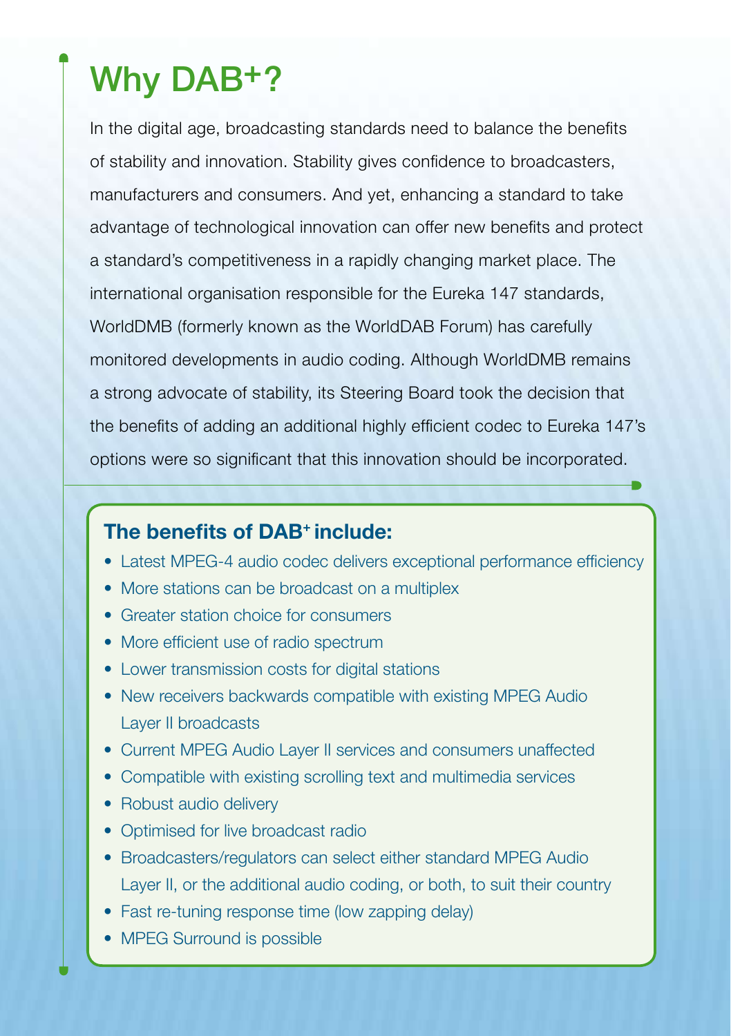# Why DAB+?

In the digital age, broadcasting standards need to balance the benefits of stability and innovation. Stability gives confidence to broadcasters, manufacturers and consumers. And yet, enhancing a standard to take advantage of technological innovation can offer new benefits and protect a standard's competitiveness in a rapidly changing market place. The international organisation responsible for the Eureka 147 standards, WorldDMB (formerly known as the WorldDAB Forum) has carefully monitored developments in audio coding. Although WorldDMB remains a strong advocate of stability, its Steering Board took the decision that the benefits of adding an additional highly efficient codec to Eureka 147's options were so significant that this innovation should be incorporated.

### The benefits of DAB+ include:

- Latest MPEG-4 audio codec delivers exceptional performance efficiency
- More stations can be broadcast on a multiplex
- Greater station choice for consumers
- More efficient use of radio spectrum
- Lower transmission costs for digital stations
- New receivers backwards compatible with existing MPEG Audio Layer II broadcasts
- Current MPEG Audio Layer II services and consumers unaffected
- Compatible with existing scrolling text and multimedia services
- Robust audio delivery
- Optimised for live broadcast radio
- Broadcasters/regulators can select either standard MPEG Audio Layer II, or the additional audio coding, or both, to suit their country
- Fast re-tuning response time (low zapping delay)
- MPEG Surround is possible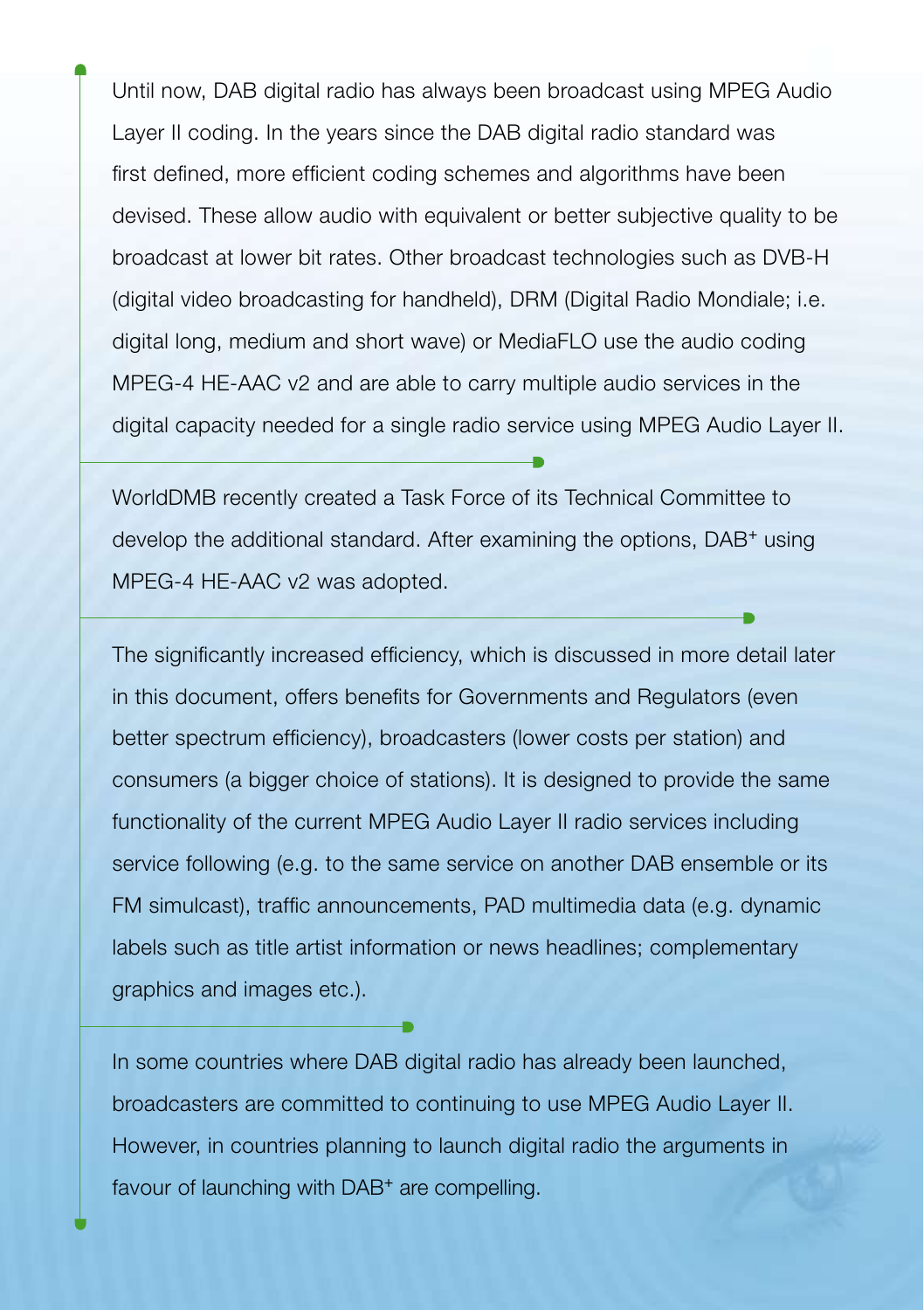Until now, DAB digital radio has always been broadcast using MPEG Audio Layer II coding. In the years since the DAB digital radio standard was first defined, more efficient coding schemes and algorithms have been devised. These allow audio with equivalent or better subjective quality to be broadcast at lower bit rates. Other broadcast technologies such as DVB-H (digital video broadcasting for handheld), DRM (Digital Radio Mondiale; i.e. digital long, medium and short wave) or MediaFLO use the audio coding MPEG-4 HE-AAC v2 and are able to carry multiple audio services in the digital capacity needed for a single radio service using MPEG Audio Layer II.

WorldDMB recently created a Task Force of its Technical Committee to develop the additional standard. After examining the options, DAB+ using MPEG-4 HE-AAC v2 was adopted.

The significantly increased efficiency, which is discussed in more detail later in this document, offers benefits for Governments and Regulators (even better spectrum efficiency), broadcasters (lower costs per station) and consumers (a bigger choice of stations). It is designed to provide the same functionality of the current MPEG Audio Layer II radio services including service following (e.g. to the same service on another DAB ensemble or its FM simulcast), traffic announcements, PAD multimedia data (e.g. dynamic labels such as title artist information or news headlines; complementary graphics and images etc.).

In some countries where DAB digital radio has already been launched, broadcasters are committed to continuing to use MPEG Audio Layer II. However, in countries planning to launch digital radio the arguments in favour of launching with DAB+ are compelling.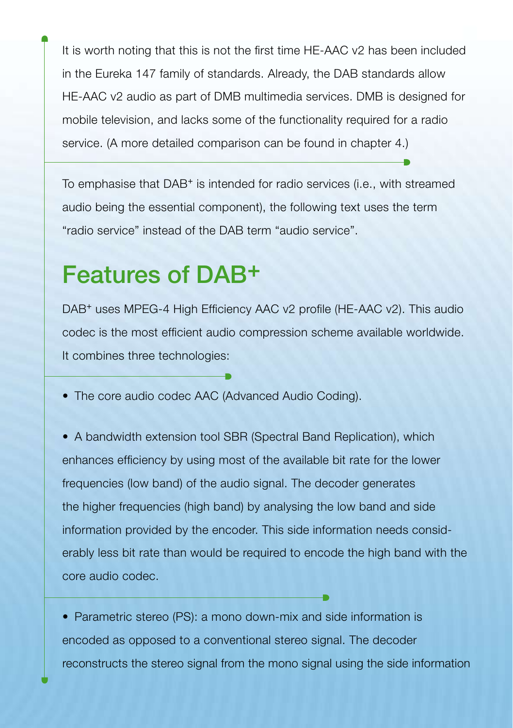It is worth noting that this is not the first time HE-AAC v2 has been included in the Eureka 147 family of standards. Already, the DAB standards allow HE-AAC v2 audio as part of DMB multimedia services. DMB is designed for mobile television, and lacks some of the functionality required for a radio service. (A more detailed comparison can be found in chapter 4.)

To emphasise that DAB+ is intended for radio services (i.e., with streamed audio being the essential component), the following text uses the term “radio service” instead of the DAB term “audio service”.

## Features of DAB+

DAB+ uses MPEG-4 High Efficiency AAC v2 profile (HE-AAC v2). This audio codec is the most efficient audio compression scheme available worldwide. It combines three technologies:

- The core audio codec AAC (Advanced Audio Coding).

- A bandwidth extension tool SBR (Spectral Band Replication), which enhances efficiency by using most of the available bit rate for the lower frequencies (low band) of the audio signal. The decoder generates the higher frequencies (high band) by analysing the low band and side information provided by the encoder. This side information needs considerably less bit rate than would be required to encode the high band with the core audio codec.

- Parametric stereo (PS): a mono down-mix and side information is encoded as opposed to a conventional stereo signal. The decoder reconstructs the stereo signal from the mono signal using the side information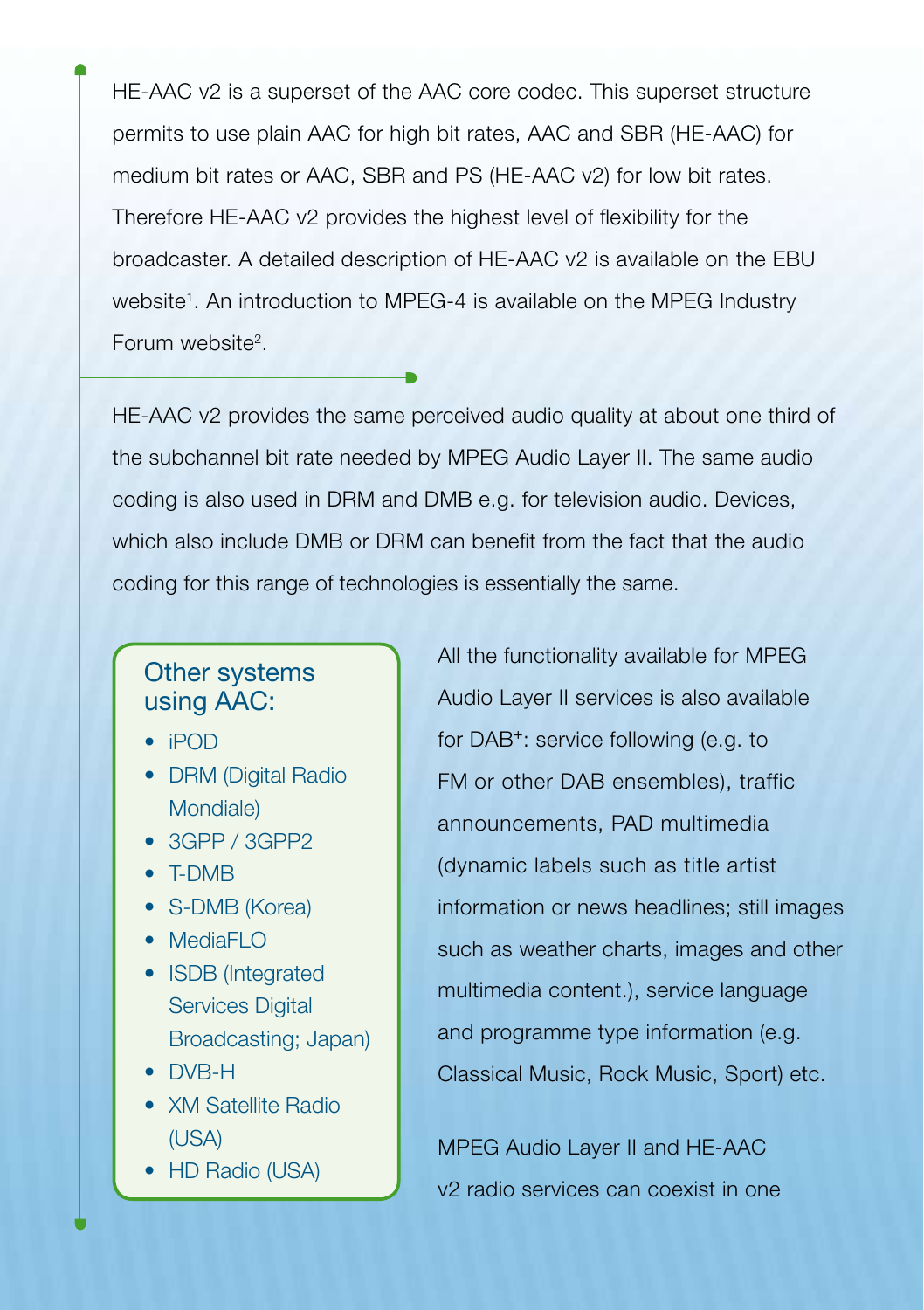HE-AAC v2 is a superset of the AAC core codec. This superset structure permits to use plain AAC for high bit rates, AAC and SBR (HE-AAC) for medium bit rates or AAC, SBR and PS (HE-AAC v2) for low bit rates. Therefore HE-AAC v2 provides the highest level of flexibility for the broadcaster. A detailed description of HE-AAC v2 is available on the EBU website[1]. An introduction to MPEG-4 is available on the MPEG Industry Forum website[2].

HE-AAC v2 provides the same perceived audio quality at about one third of the subchannel bit rate needed by MPEG Audio Layer II. The same audio coding is also used in DRM and DMB e.g. for television audio. Devices, which also include DMB or DRM can benefit from the fact that the audio coding for this range of technologies is essentially the same.

### Other systems using AAC:

- iPOD
- DRM (Digital Radio Mondiale)
- 3GPP / 3GPP2
- T-DMB
- S-DMB (Korea)
- MediaFLO
- ISDB (Integrated Services Digital Broadcasting; Japan)
- DVB-H
- XM Satellite Radio (USA)
- HD Radio (USA)

All the functionality available for MPEG Audio Layer II services is also available for DAB⁺: service following (e.g. to FM or other DAB ensembles), traffic announcements, PAD multimedia (dynamic labels such as title artist information or news headlines; still images such as weather charts, images and other multimedia content.), service language and programme type information (e.g. Classical Music, Rock Music, Sport) etc.

MPEG Audio Layer II and HE-AAC v2 radio services can coexist in one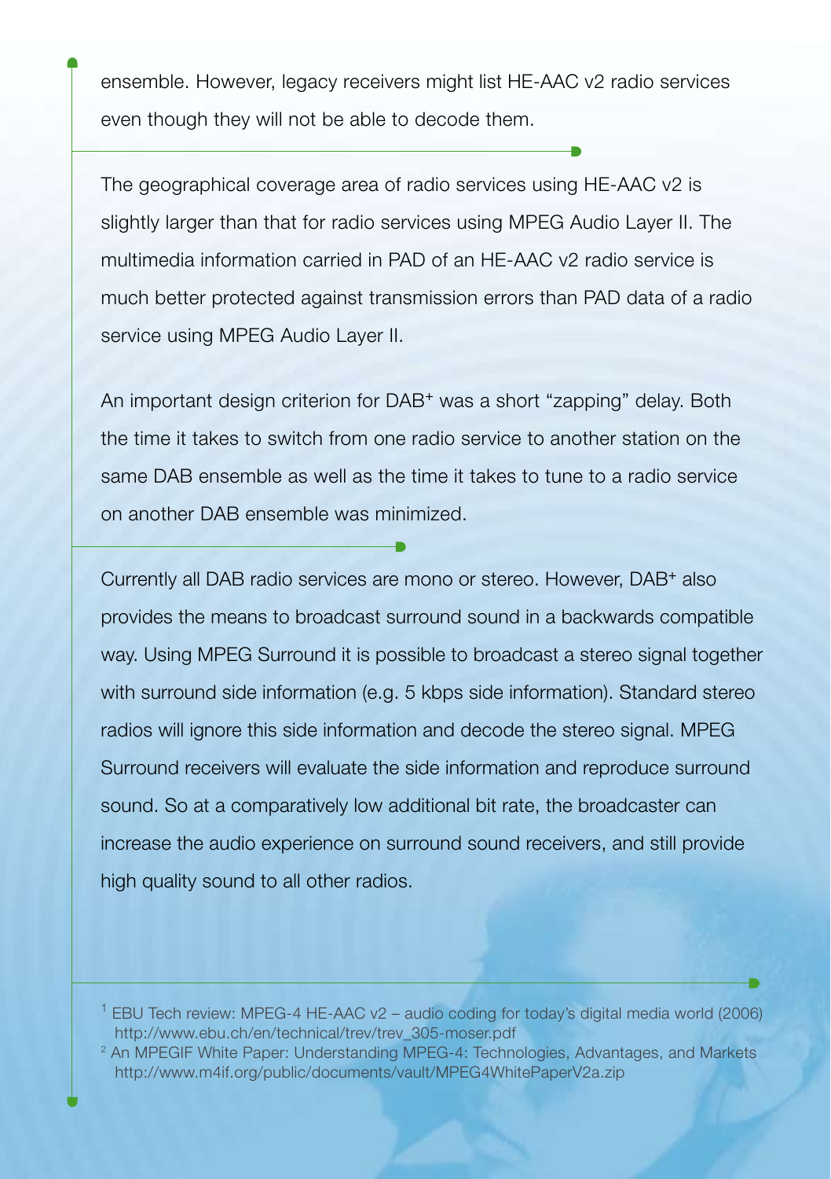ensemble. However, legacy receivers might list HE-AAC v2 radio services even though they will not be able to decode them.

The geographical coverage area of radio services using HE-AAC v2 is slightly larger than that for radio services using MPEG Audio Layer II. The multimedia information carried in PAD of an HE-AAC v2 radio service is much better protected against transmission errors than PAD data of a radio service using MPEG Audio Layer II.

An important design criterion for DAB+ was a short "zapping" delay. Both the time it takes to switch from one radio service to another station on the same DAB ensemble as well as the time it takes to tune to a radio service on another DAB ensemble was minimized.

Currently all DAB radio services are mono or stereo. However, DAB+ also provides the means to broadcast surround sound in a backwards compatible way. Using MPEG Surround it is possible to broadcast a stereo signal together with surround side information (e.g. 5 kbps side information). Standard stereo radios will ignore this side information and decode the stereo signal. MPEG Surround receivers will evaluate the side information and reproduce surround sound. So at a comparatively low additional bit rate, the broadcaster can increase the audio experience on surround sound receivers, and still provide high quality sound to all other radios.

---

[1] EBU Tech review: MPEG-4 HE-AAC v2 – audio coding for today's digital media world (2006) http://www.ebu.ch/en/technical/trev/trev_305-moser.pdf

[2] An MPEGIF White Paper: Understanding MPEG-4: Technologies, Advantages, and Markets http://www.m4if.org/public/documents/vault/MPEG4WhitePaperV2a.zip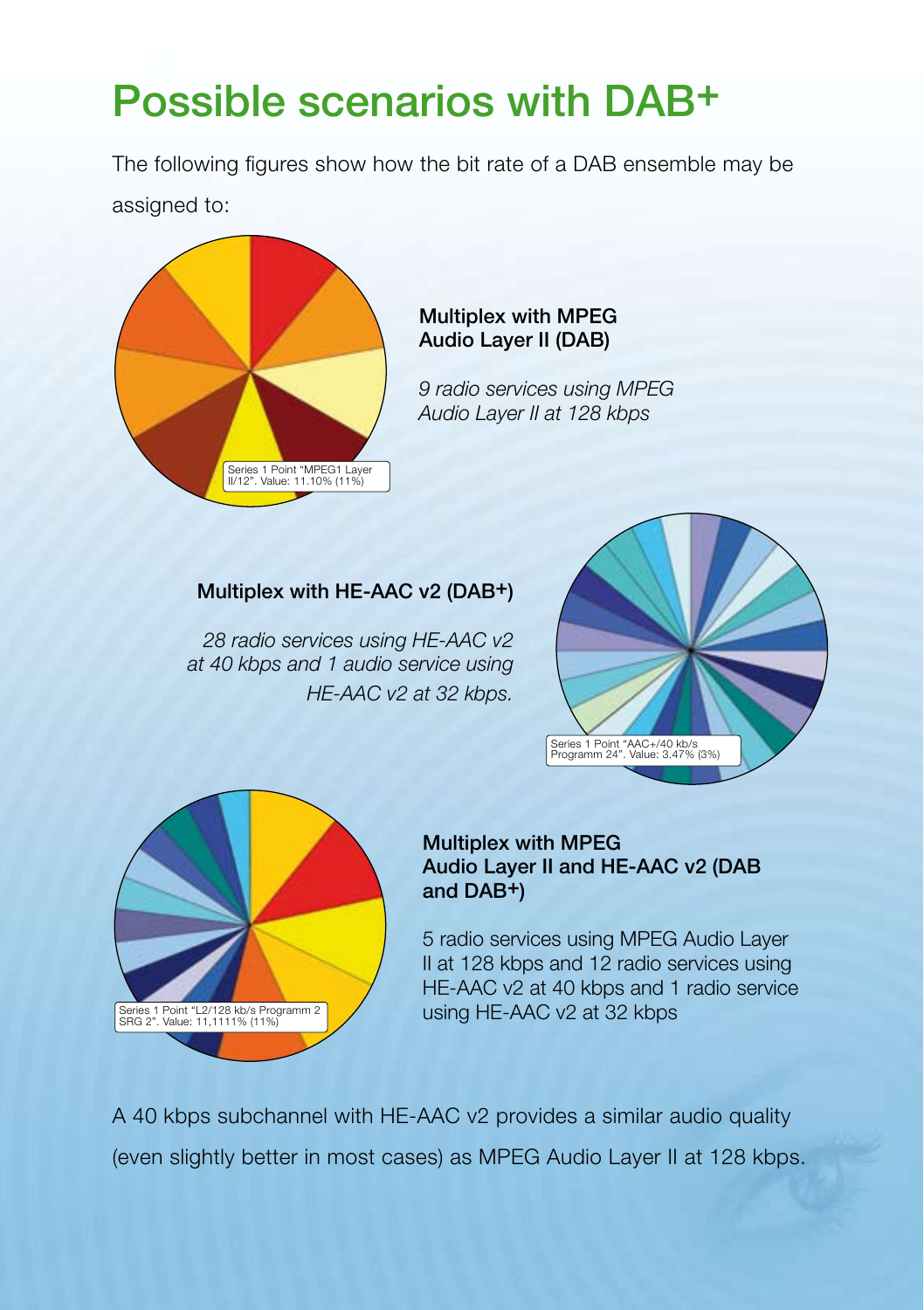# Possible scenarios with DAB+

The following figures show how the bit rate of a DAB ensemble may be assigned to:

Series 1 Point "MPEG1 Layer II/12". Value: 11.10% (11%)

**Multiplex with MPEG Audio Layer II (DAB)**

*9 radio services using MPEG Audio Layer II at 128 kbps*

**Multiplex with HE-AAC v2 (DAB+)**

*28 radio services using HE-AAC v2 at 40 kbps and 1 audio service using HE-AAC v2 at 32 kbps.*

Series 1 Point "AAC+/40 kb/s Programm 24". Value: 3.47% (3%)

Series 1 Point "L2/128 kb/s Programm 2 SRG 2". Value: 11,1111% (11%)

**Multiplex with MPEG Audio Layer II and HE-AAC v2 (DAB and DAB+)**

5 radio services using MPEG Audio Layer II at 128 kbps and 12 radio services using HE-AAC v2 at 40 kbps and 1 radio service using HE-AAC v2 at 32 kbps

A 40 kbps subchannel with HE-AAC v2 provides a similar audio quality (even slightly better in most cases) as MPEG Audio Layer II at 128 kbps.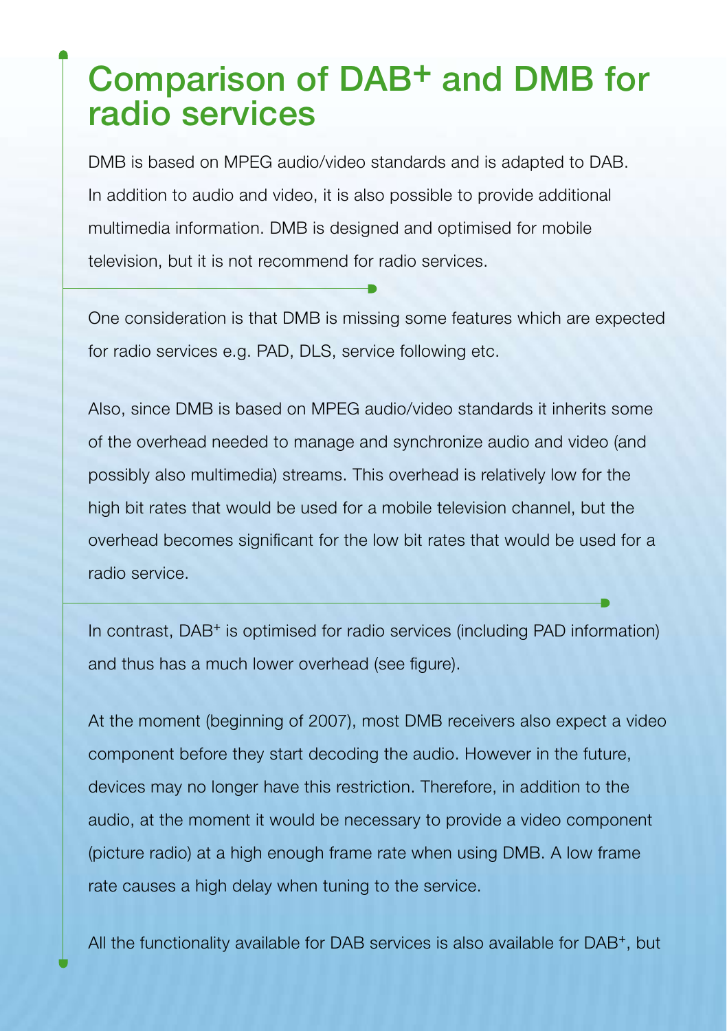# Comparison of DAB+ and DMB for radio services

DMB is based on MPEG audio/video standards and is adapted to DAB. In addition to audio and video, it is also possible to provide additional multimedia information. DMB is designed and optimised for mobile television, but it is not recommend for radio services.

One consideration is that DMB is missing some features which are expected for radio services e.g. PAD, DLS, service following etc.

Also, since DMB is based on MPEG audio/video standards it inherits some of the overhead needed to manage and synchronize audio and video (and possibly also multimedia) streams. This overhead is relatively low for the high bit rates that would be used for a mobile television channel, but the overhead becomes significant for the low bit rates that would be used for a radio service.

In contrast, DAB+ is optimised for radio services (including PAD information) and thus has a much lower overhead (see figure).

At the moment (beginning of 2007), most DMB receivers also expect a video component before they start decoding the audio. However in the future, devices may no longer have this restriction. Therefore, in addition to the audio, at the moment it would be necessary to provide a video component (picture radio) at a high enough frame rate when using DMB. A low frame rate causes a high delay when tuning to the service.

All the functionality available for DAB services is also available for DAB+, but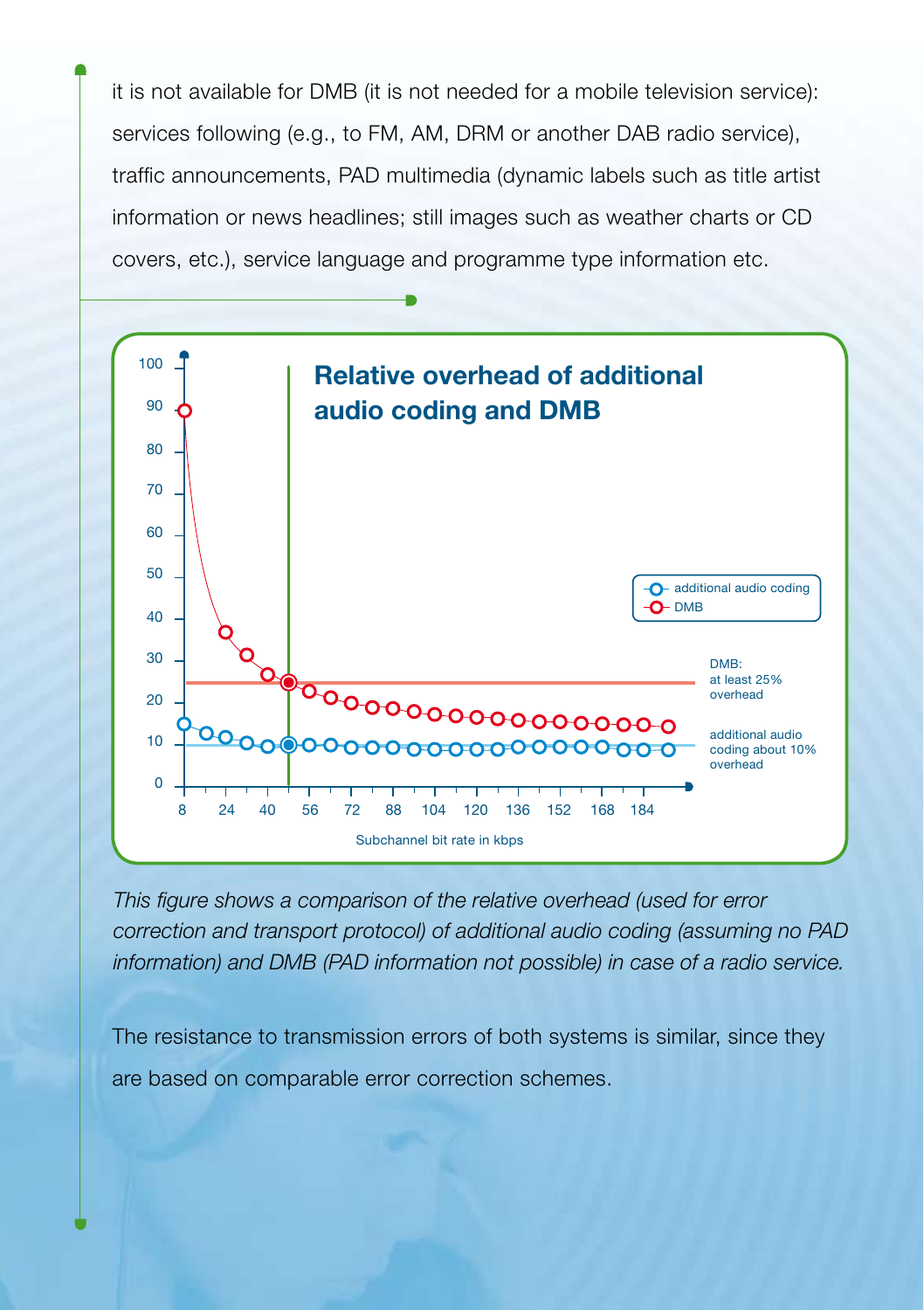it is not available for DMB (it is not needed for a mobile television service): services following (e.g., to FM, AM, DRM or another DAB radio service), traffic announcements, PAD multimedia (dynamic labels such as title artist information or news headlines; still images such as weather charts or CD covers, etc.), service language and programme type information etc.

**Relative overhead of additional audio coding and DMB**

- additional audio coding
- DMB

DMB: at least 25% overhead

additional audio coding about 10% overhead

Subchannel bit rate in kbps

*This figure shows a comparison of the relative overhead (used for error correction and transport protocol) of additional audio coding (assuming no PAD information) and DMB (PAD information not possible) in case of a radio service.*

The resistance to transmission errors of both systems is similar, since they are based on comparable error correction schemes.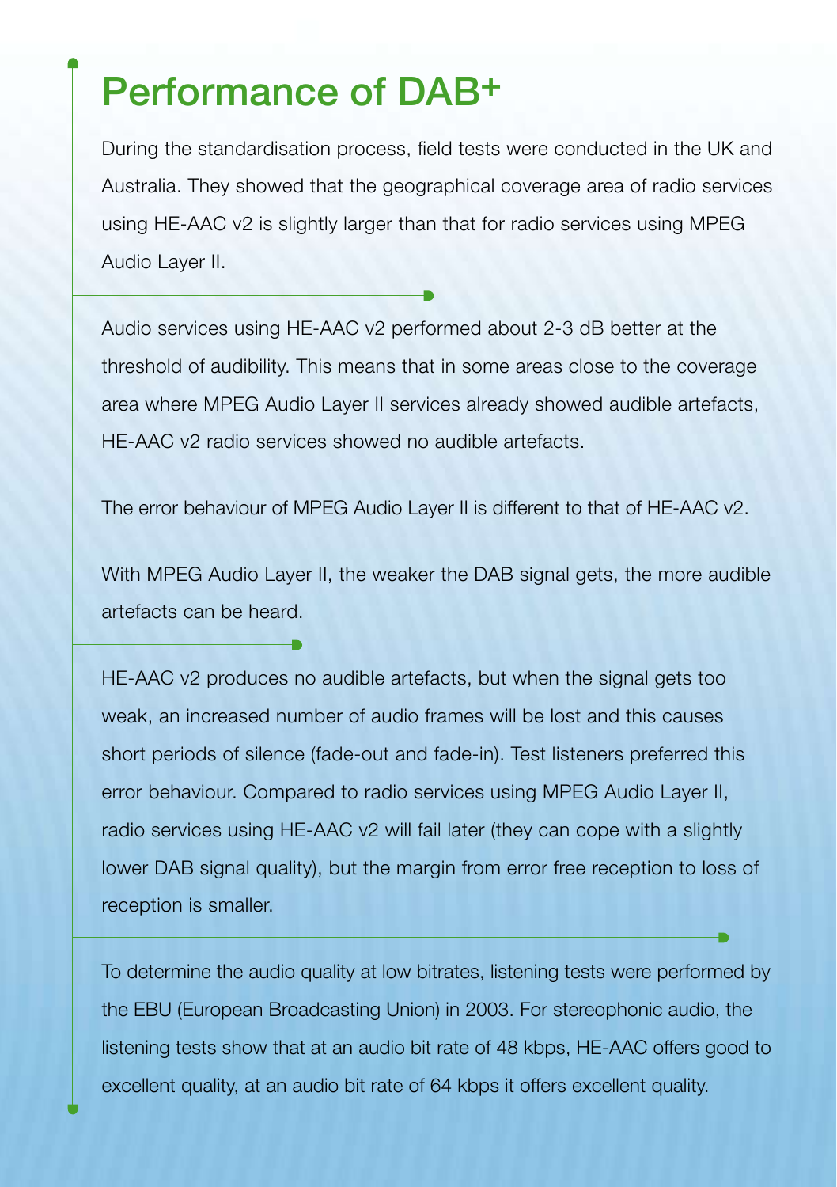# Performance of DAB+

During the standardisation process, field tests were conducted in the UK and Australia. They showed that the geographical coverage area of radio services using HE-AAC v2 is slightly larger than that for radio services using MPEG Audio Layer II.

Audio services using HE-AAC v2 performed about 2-3 dB better at the threshold of audibility. This means that in some areas close to the coverage area where MPEG Audio Layer II services already showed audible artefacts, HE-AAC v2 radio services showed no audible artefacts.

The error behaviour of MPEG Audio Layer II is different to that of HE-AAC v2.

With MPEG Audio Layer II, the weaker the DAB signal gets, the more audible artefacts can be heard.

HE-AAC v2 produces no audible artefacts, but when the signal gets too weak, an increased number of audio frames will be lost and this causes short periods of silence (fade-out and fade-in). Test listeners preferred this error behaviour. Compared to radio services using MPEG Audio Layer II, radio services using HE-AAC v2 will fail later (they can cope with a slightly lower DAB signal quality), but the margin from error free reception to loss of reception is smaller.

To determine the audio quality at low bitrates, listening tests were performed by the EBU (European Broadcasting Union) in 2003. For stereophonic audio, the listening tests show that at an audio bit rate of 48 kbps, HE-AAC offers good to excellent quality, at an audio bit rate of 64 kbps it offers excellent quality.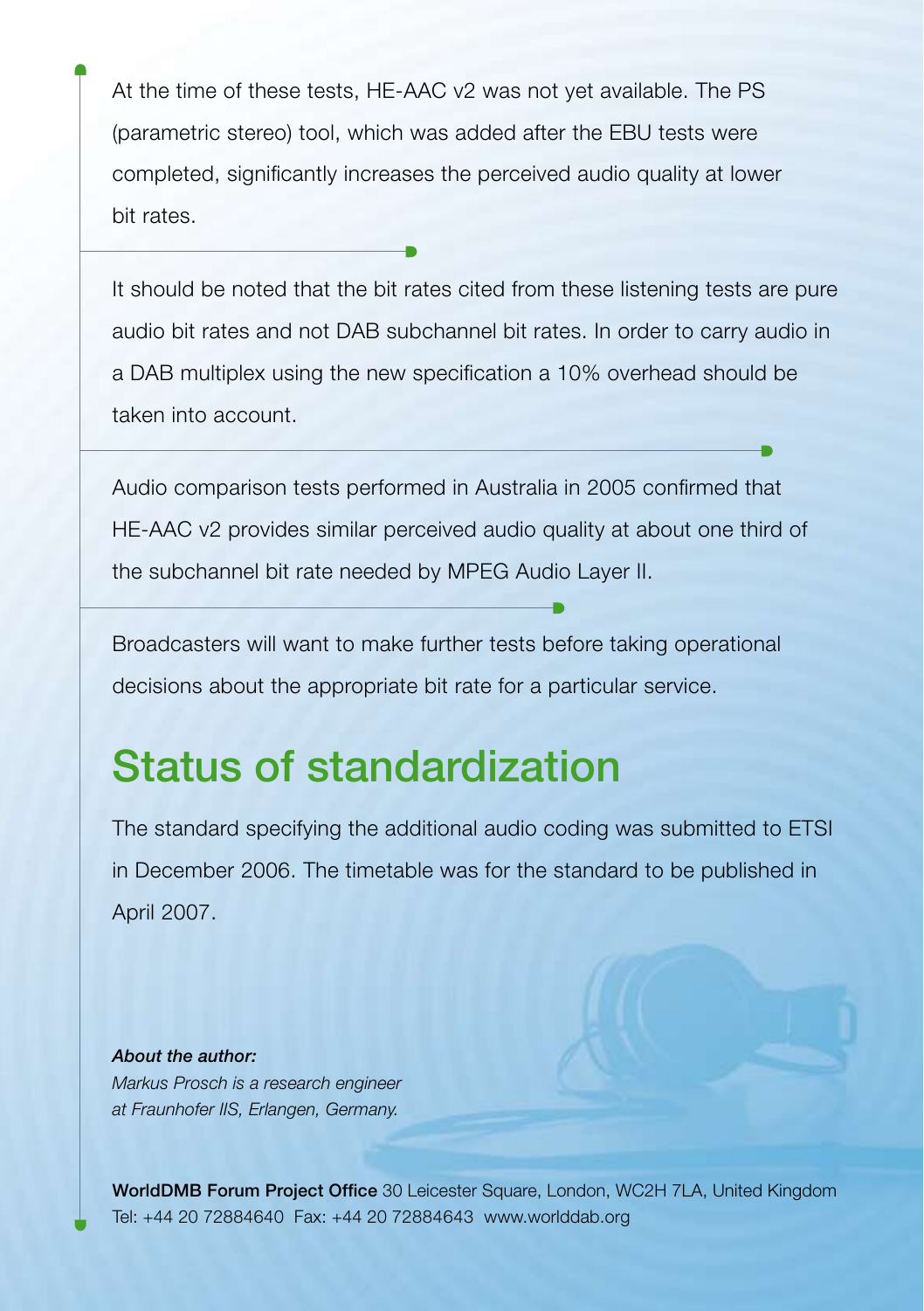At the time of these tests, HE-AAC v2 was not yet available. The PS (parametric stereo) tool, which was added after the EBU tests were completed, significantly increases the perceived audio quality at lower bit rates.

It should be noted that the bit rates cited from these listening tests are pure audio bit rates and not DAB subchannel bit rates. In order to carry audio in a DAB multiplex using the new specification a 10% overhead should be taken into account.

Audio comparison tests performed in Australia in 2005 confirmed that HE-AAC v2 provides similar perceived audio quality at about one third of the subchannel bit rate needed by MPEG Audio Layer II.

Broadcasters will want to make further tests before taking operational decisions about the appropriate bit rate for a particular service.

## Status of standardization

The standard specifying the additional audio coding was submitted to ETSI in December 2006. The timetable was for the standard to be published in April 2007.

***About the author:***
*Markus Prosch is a research engineer at Fraunhofer IIS, Erlangen, Germany.*

**WorldDMB Forum Project Office** 30 Leicester Square, London, WC2H 7LA, United Kingdom
Tel: +44 20 72884640 Fax: +44 20 72884643 www.worlddab.org